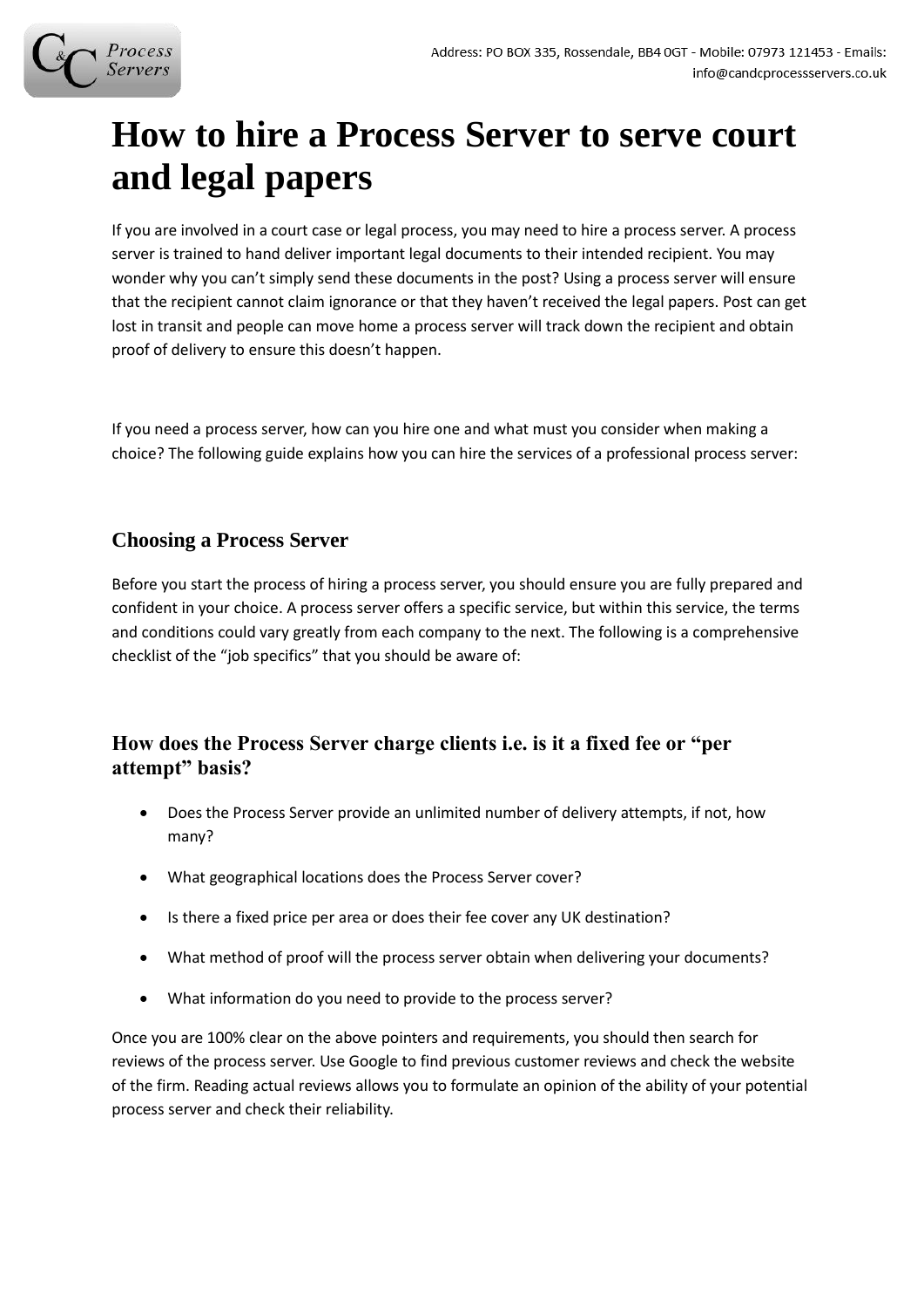# How to hire a Process Server to serve court and legal papers

If you are involved in a court case or legal process, you may need to hire a process server. A process server is trained to hand deliver important legal documents to their intended recipient. You may wonder why you can't simply send these documents in the post? Using a process server will ensure that the recipient cannot claim ignorance or that they haven't received the legal papers. Post can get lost in transit and people can move home a process server will track down the recipient and obtain proof of delivery to ensure this doesn't happen.

If you need a process server, how can you hire one and what must you consider when making a choice? The following guide explains how you can hire the services of a professional process server:

## Choosing a Process Server

Before you start the process of hiring a process server, you should ensure you are fully prepared and confident in your choice. A process server offers a specific service, but within this service, the terms and conditions could vary greatly from each company to the next. The following is a comprehensive checklist of the "job specifics" that you should be aware of:

## How does the Process Server charge clients i.e. is it a fixed fee or "per attempt" basis?

- Does the Process Server provide an unlimited number of delivery attempts, if not, how many?
- What geographical locations does the Process Server cover?
- Is there a fixed price per area or does their fee cover any UK destination?
- What method of proof will the process server obtain when delivering your documents?
- What information do you need to provide to the process server?

Once you are 100% clear on the above pointers and requirements, you should then search for reviews of the process server. Use Google to find previous customer reviews and check the website of the firm. Reading actual reviews allows you to formulate an opinion of the ability of your potential process server and check their reliability.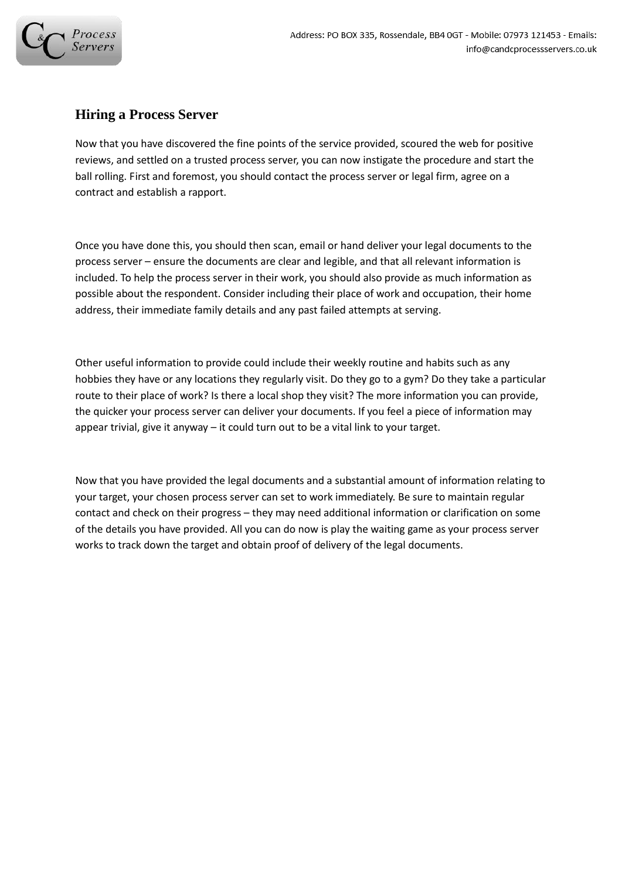## Hiring a Process Server

Now that you have discovered the fine points of the service provided, scoured the web for positive reviews, and settled on a trusted process server, you can now instigate the procedure and start the ball rolling. First and foremost, you should contact the process server or legal firm, agree on a contract and establish a rapport.

Once you have done this, you should then scan, email or hand deliver your legal documents to the process server – ensure the documents are clear and legible, and that all relevant information is included. To help the process server in their work, you should also provide as much information as possible about the respondent. Consider including their place of work and occupation, their home address, their immediate family details and any past failed attempts at serving.

Other useful information to provide could include their weekly routine and habits such as any hobbies they have or any locations they regularly visit. Do they go to a gym? Do they take a particular route to their place of work? Is there a local shop they visit? The more information you can provide, the quicker your process server can deliver your documents. If you feel a piece of information may appear trivial, give it anyway – it could turn out to be a vital link to your target.

Now that you have provided the legal documents and a substantial amount of information relating to your target, your chosen process server can set to work immediately. Be sure to maintain regular contact and check on their progress – they may need additional information or clarification on some of the details you have provided. All you can do now is play the waiting game as your process server works to track down the target and obtain proof of delivery of the legal documents.